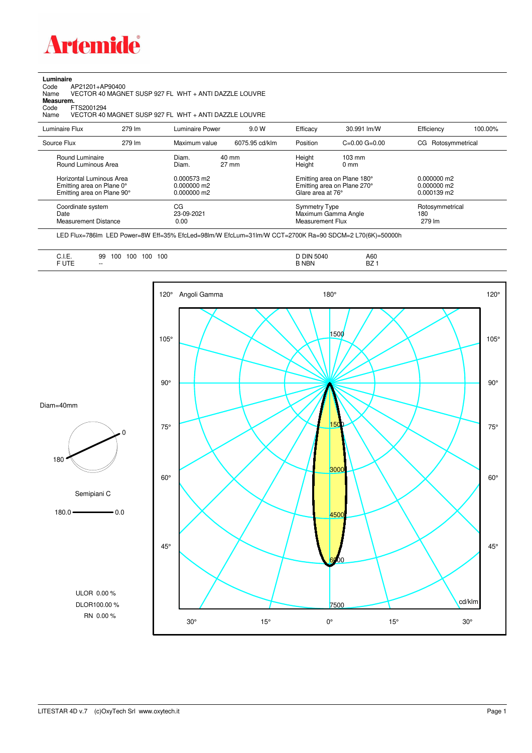# Artemide

**Luminaire**

Code AP21201+AP90400
Name VECTOR 40 MAGNET SUSP 927 FL WHT + ANTI DAZZLE LOUVRE

**Measurem.**

Code FTS2001294
Name VECTOR 40 MAGNET SUSP 927 FL WHT + ANTI DAZZLE LOUVRE

| Luminaire Flux | 279 lm | Luminaire Power | 9.0 W | Efficacy | 30.991 lm/W | Efficiency | 100.00% |
|---|---|---|---|---|---|---|---|
| Source Flux | 279 lm | Maximum value | 6075.95 cd/klm | Position | C=0.00 G=0.00 | CG Rotosymmetrical | |

| | | | | |
|---|---|---|---|---|
| Round Luminaire | Diam. 40 mm | Height | 103 mm | |
| Round Luminous Area | Diam. 27 mm | Height | 0 mm | |
| Horizontal Luminous Area | 0.000573 m2 | Emitting area on Plane 180° | | 0.000000 m2 |
| Emitting area on Plane 0° | 0.000000 m2 | Emitting area on Plane 270° | | 0.000000 m2 |
| Emitting area on Plane 90° | 0.000000 m2 | Glare area at 76° | | 0.000139 m2 |

| | | | |
|---|---|---|---|
| Coordinate system | CG | Symmetry Type | Rotosymmetrical |
| Date | 23-09-2021 | Maximum Gamma Angle | 180 |
| Measurement Distance | 0.00 | Measurement Flux | 279 lm |

LED Flux=786lm LED Power=8W Eff=35% EfcLed=98lm/W EfcLum=31lm/W CCT=2700K Ra=90 SDCM=2 L70(6K)=50000h

| | | | |
|---|---|---|---|
| C.I.E. | 99 100 100 100 100 | D DIN 5040 | A60 |
| F UTE | -- | B NBN | BZ 1 |

Diam=40mm

Semipiani C

180.0 — 0.0

ULOR 0.00 %
DLOR100.00 %
RN 0.00 %

Angoli Gamma — cd/klm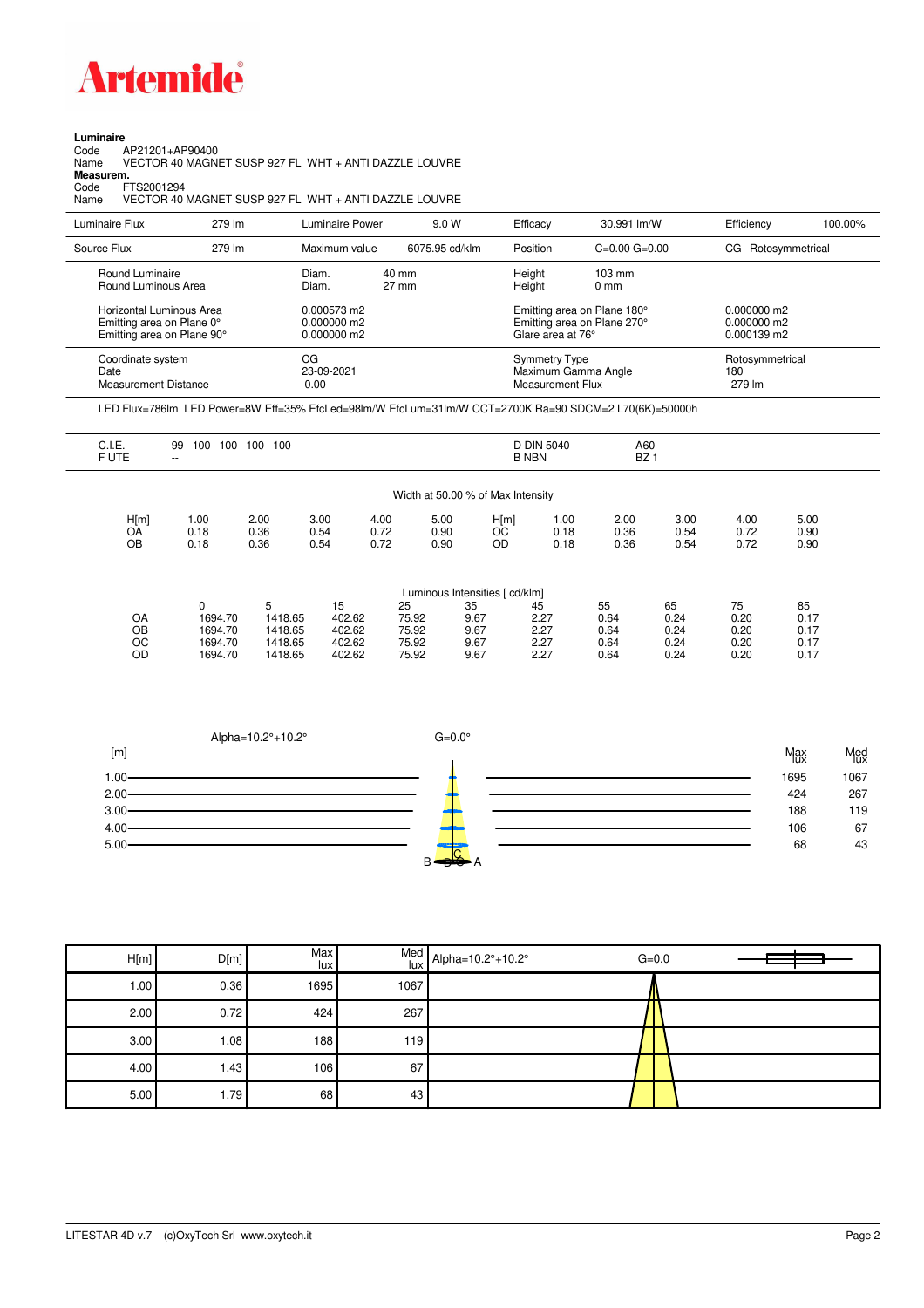Artemide

**Luminaire**

Code AP21201+AP90400

Name VECTOR 40 MAGNET SUSP 927 FL WHT + ANTI DAZZLE LOUVRE

**Measurem.**

Code FTS2001294

Name VECTOR 40 MAGNET SUSP 927 FL WHT + ANTI DAZZLE LOUVRE

| | | | | | | | |
|---|---|---|---|---|---|---|---|
| Luminaire Flux | 279 lm | Luminaire Power | 9.0 W | Efficacy | 30.991 lm/W | Efficiency | 100.00% |
| Source Flux | 279 lm | Maximum value | 6075.95 cd/klm | Position | C=0.00 G=0.00 | CG Rotosymmetrical | |

| | | | | | |
|---|---|---|---|---|---|
| Round Luminaire | Diam. 40 mm | | Height | 103 mm | |
| Round Luminous Area | Diam. 27 mm | | Height | 0 mm | |
| Horizontal Luminous Area | 0.000573 m2 | | Emitting area on Plane 180° | | 0.000000 m2 |
| Emitting area on Plane 0° | 0.000000 m2 | | Emitting area on Plane 270° | | 0.000000 m2 |
| Emitting area on Plane 90° | 0.000000 m2 | | Glare area at 76° | | 0.000139 m2 |

| | | | |
|---|---|---|---|
| Coordinate system | CG | Symmetry Type | Rotosymmetrical |
| Date | 23-09-2021 | Maximum Gamma Angle | 180 |
| Measurement Distance | 0.00 | Measurement Flux | 279 lm |

LED Flux=786lm LED Power=8W Eff=35% EfcLed=98lm/W EfcLum=31lm/W CCT=2700K Ra=90 SDCM=2 L70(6K)=50000h

| | | | |
|---|---|---|---|
| C.I.E. | 99 100 100 100 100 | D DIN 5040 | A60 |
| F UTE | -- | B NBN | BZ 1 |

Width at 50.00 % of Max Intensity

| H[m] | 1.00 | 2.00 | 3.00 | 4.00 | 5.00 | H[m] | 1.00 | 2.00 | 3.00 | 4.00 | 5.00 |
|---|---|---|---|---|---|---|---|---|---|---|---|
| OA | 0.18 | 0.36 | 0.54 | 0.72 | 0.90 | OC | 0.18 | 0.36 | 0.54 | 0.72 | 0.90 |
| OB | 0.18 | 0.36 | 0.54 | 0.72 | 0.90 | OD | 0.18 | 0.36 | 0.54 | 0.72 | 0.90 |

Luminous Intensities [ cd/klm]

| | 0 | 5 | 15 | 25 | 35 | 45 | 55 | 65 | 75 | 85 |
|---|---|---|---|---|---|---|---|---|---|---|
| OA | 1694.70 | 1418.65 | 402.62 | 75.92 | 9.67 | 2.27 | 0.64 | 0.24 | 0.20 | 0.17 |
| OB | 1694.70 | 1418.65 | 402.62 | 75.92 | 9.67 | 2.27 | 0.64 | 0.24 | 0.20 | 0.17 |
| OC | 1694.70 | 1418.65 | 402.62 | 75.92 | 9.67 | 2.27 | 0.64 | 0.24 | 0.20 | 0.17 |
| OD | 1694.70 | 1418.65 | 402.62 | 75.92 | 9.67 | 2.27 | 0.64 | 0.24 | 0.20 | 0.17 |

Alpha=10.2°+10.2°

G=0.0°

[m]

Max lux

Med lux

1.00 1695 1067

2.00 424 267

3.00 188 119

4.00 106 67

5.00 68 43

B D C A

| H[m] | D[m] | Max lux | Med lux | Alpha=10.2°+10.2° G=0.0 |
|---|---|---|---|---|
| 1.00 | 0.36 | 1695 | 1067 | |
| 2.00 | 0.72 | 424 | 267 | |
| 3.00 | 1.08 | 188 | 119 | |
| 4.00 | 1.43 | 106 | 67 | |
| 5.00 | 1.79 | 68 | 43 | |

LITESTAR 4D v.7 (c)OxyTech Srl www.oxytech.it